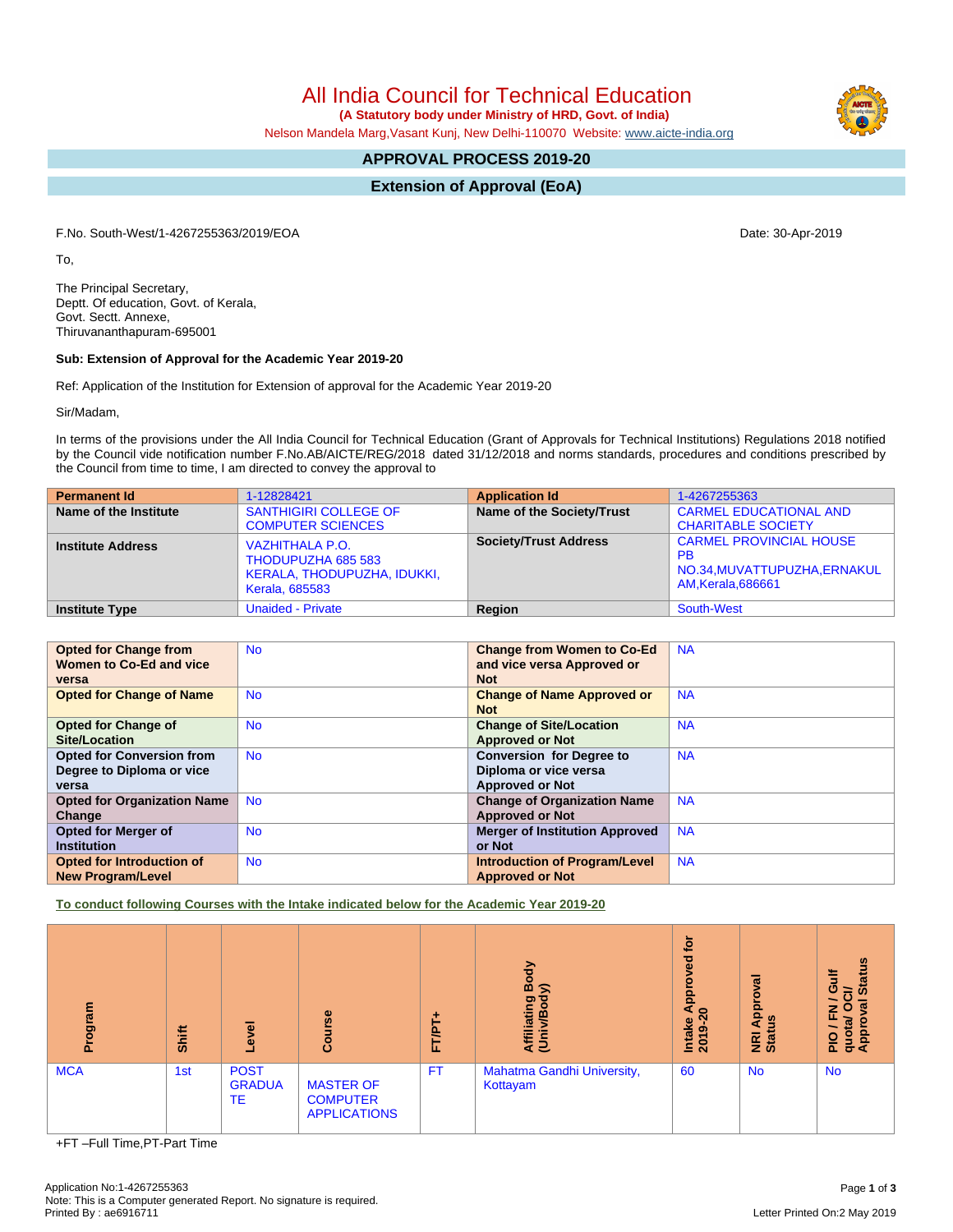# All India Council for Technical Education

**(A Statutory body under Ministry of HRD, Govt. of India)**

Nelson Mandela Marg,Vasant Kunj, New Delhi-110070 Website: www.aicte-india.org

## APPROVAL PROCESS 2019-20

## Extension of Approval (EoA)

F.No. South-West/1-4267255363/2019/EOA

Date: 30-Apr-2019

To,

The Principal Secretary,
Deptt. Of education, Govt. of Kerala,
Govt. Sectt. Annexe,
Thiruvananthapuram-695001

**Sub: Extension of Approval for the Academic Year 2019-20**

Ref: Application of the Institution for Extension of approval for the Academic Year 2019-20

Sir/Madam,

In terms of the provisions under the All India Council for Technical Education (Grant of Approvals for Technical Institutions) Regulations 2018 notified by the Council vide notification number F.No.AB/AICTE/REG/2018 dated 31/12/2018 and norms standards, procedures and conditions prescribed by the Council from time to time, I am directed to convey the approval to

| **Permanent Id** | 1-12828421 | **Application Id** | 1-4267255363 |
|---|---|---|---|
| **Name of the Institute** | SANTHIGIRI COLLEGE OF COMPUTER SCIENCES | **Name of the Society/Trust** | CARMEL EDUCATIONAL AND CHARITABLE SOCIETY |
| **Institute Address** | VAZHITHALA P.O. THODUPUZHA 685 583 KERALA, THODUPUZHA, IDUKKI, Kerala, 685583 | **Society/Trust Address** | CARMEL PROVINCIAL HOUSE PB NO.34,MUVATTUPUZHA,ERNAKULAM,Kerala,686661 |
| **Institute Type** | Unaided - Private | **Region** | South-West |

| **Opted for Change from Women to Co-Ed and vice versa** | No | **Change from Women to Co-Ed and vice versa Approved or Not** | NA |
|---|---|---|---|
| **Opted for Change of Name** | No | **Change of Name Approved or Not** | NA |
| **Opted for Change of Site/Location** | No | **Change of Site/Location Approved or Not** | NA |
| **Opted for Conversion from Degree to Diploma or vice versa** | No | **Conversion for Degree to Diploma or vice versa Approved or Not** | NA |
| **Opted for Organization Name Change** | No | **Change of Organization Name Approved or Not** | NA |
| **Opted for Merger of Institution** | No | **Merger of Institution Approved or Not** | NA |
| **Opted for Introduction of New Program/Level** | No | **Introduction of Program/Level Approved or Not** | NA |

**To conduct following Courses with the Intake indicated below for the Academic Year 2019-20**

| Program | Shift | Level | Course | FT/PT+ | Affiliating Body (Univ/Body) | Intake Approved for 2019-20 | NRI Approval Status | PIO / FN / Gulf quota/ OCI/ Approval Status |
|---|---|---|---|---|---|---|---|---|
| MCA | 1st | POST GRADUATE | MASTER OF COMPUTER APPLICATIONS | FT | Mahatma Gandhi University, Kottayam | 60 | No | No |

+FT –Full Time,PT-Part Time

Application No:1-4267255363
Note: This is a Computer generated Report. No signature is required.
Printed By : ae6916711

Letter Printed On:2 May 2019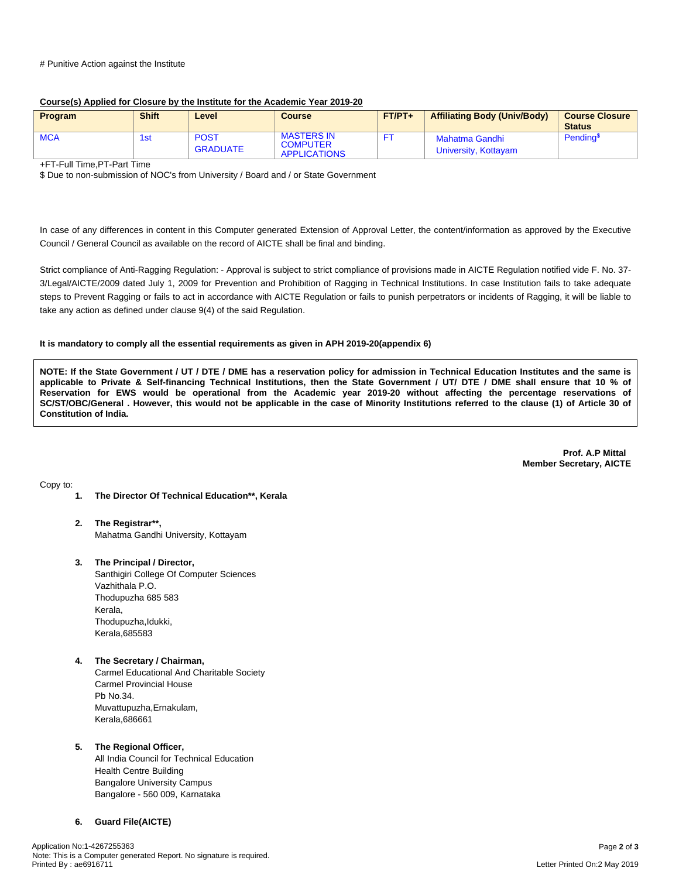# Punitive Action against the Institute

**Course(s) Applied for Closure by the Institute for the Academic Year 2019-20**

| Program | Shift | Level | Course | FT/PT+ | Affiliating Body (Univ/Body) | Course Closure Status |
|---|---|---|---|---|---|---|
| MCA | 1st | POST GRADUATE | MASTERS IN COMPUTER APPLICATIONS | FT | Mahatma Gandhi University, Kottayam | Pending$ |

+FT-Full Time,PT-Part Time

$ Due to non-submission of NOC's from University / Board and / or State Government

In case of any differences in content in this Computer generated Extension of Approval Letter, the content/information as approved by the Executive Council / General Council as available on the record of AICTE shall be final and binding.

Strict compliance of Anti-Ragging Regulation: - Approval is subject to strict compliance of provisions made in AICTE Regulation notified vide F. No. 37-3/Legal/AICTE/2009 dated July 1, 2009 for Prevention and Prohibition of Ragging in Technical Institutions. In case Institution fails to take adequate steps to Prevent Ragging or fails to act in accordance with AICTE Regulation or fails to punish perpetrators or incidents of Ragging, it will be liable to take any action as defined under clause 9(4) of the said Regulation.

**It is mandatory to comply all the essential requirements as given in APH 2019-20(appendix 6)**

**NOTE: If the State Government / UT / DTE / DME has a reservation policy for admission in Technical Education Institutes and the same is applicable to Private & Self-financing Technical Institutions, then the State Government / UT/ DTE / DME shall ensure that 10 % of Reservation for EWS would be operational from the Academic year 2019-20 without affecting the percentage reservations of SC/ST/OBC/General . However, this would not be applicable in the case of Minority Institutions referred to the clause (1) of Article 30 of Constitution of India.**

**Prof. A.P Mittal**
**Member Secretary, AICTE**

Copy to:

1. **The Director Of Technical Education**, Kerala**

2. **The Registrar**,**
   Mahatma Gandhi University, Kottayam

3. **The Principal / Director,**
   Santhigiri College Of Computer Sciences
   Vazhithala P.O.
   Thodupuzha 685 583
   Kerala,
   Thodupuzha,Idukki,
   Kerala,685583

4. **The Secretary / Chairman,**
   Carmel Educational And Charitable Society
   Carmel Provincial House
   Pb No.34.
   Muvattupuzha,Ernakulam,
   Kerala,686661

5. **The Regional Officer,**
   All India Council for Technical Education
   Health Centre Building
   Bangalore University Campus
   Bangalore - 560 009, Karnataka

6. **Guard File(AICTE)**

Application No:1-4267255363
Note: This is a Computer generated Report. No signature is required.
Printed By : ae6916711

Letter Printed On:2 May 2019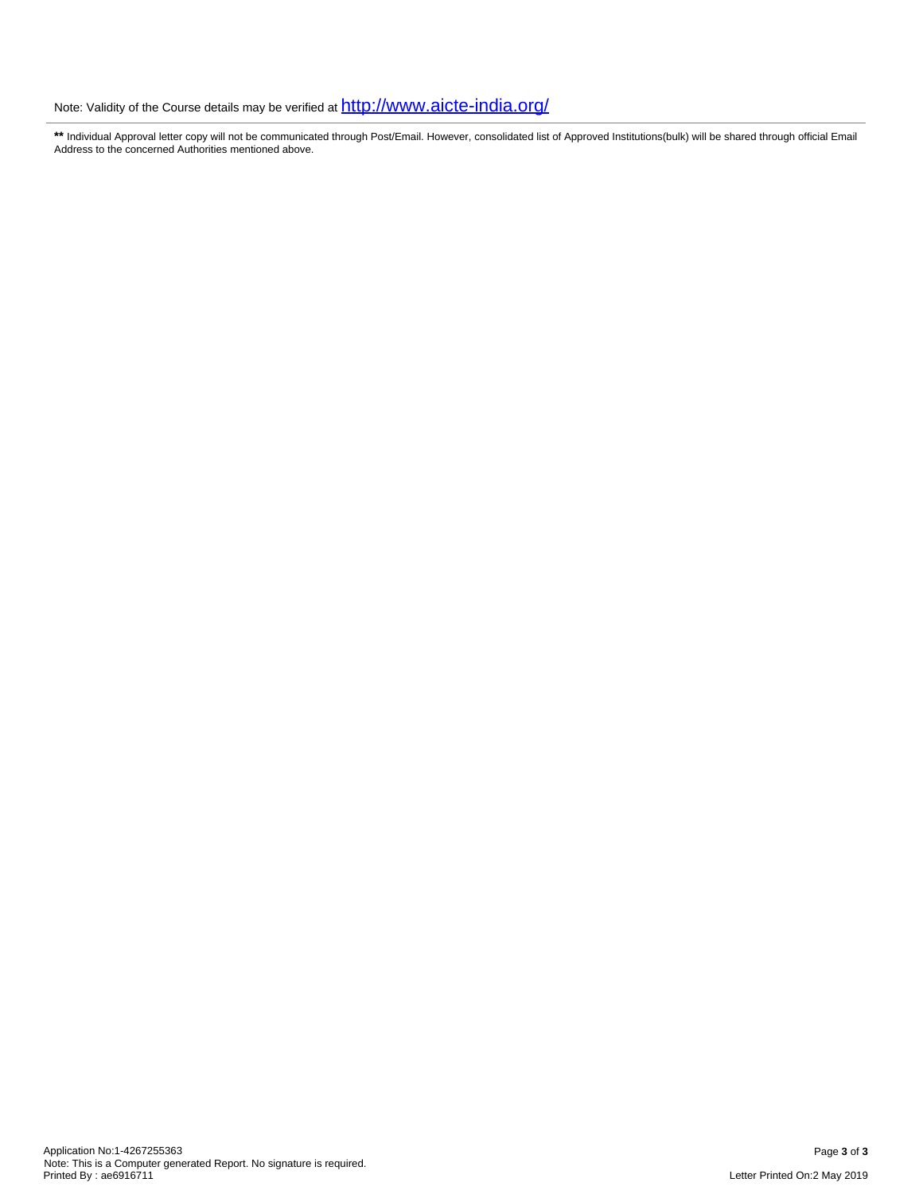Note: Validity of the Course details may be verified at http://www.aicte-india.org/

---

** Individual Approval letter copy will not be communicated through Post/Email. However, consolidated list of Approved Institutions(bulk) will be shared through official Email Address to the concerned Authorities mentioned above.

Application No:1-4267255363
Note: This is a Computer generated Report. No signature is required.
Printed By : ae6916711

Letter Printed On:2 May 2019